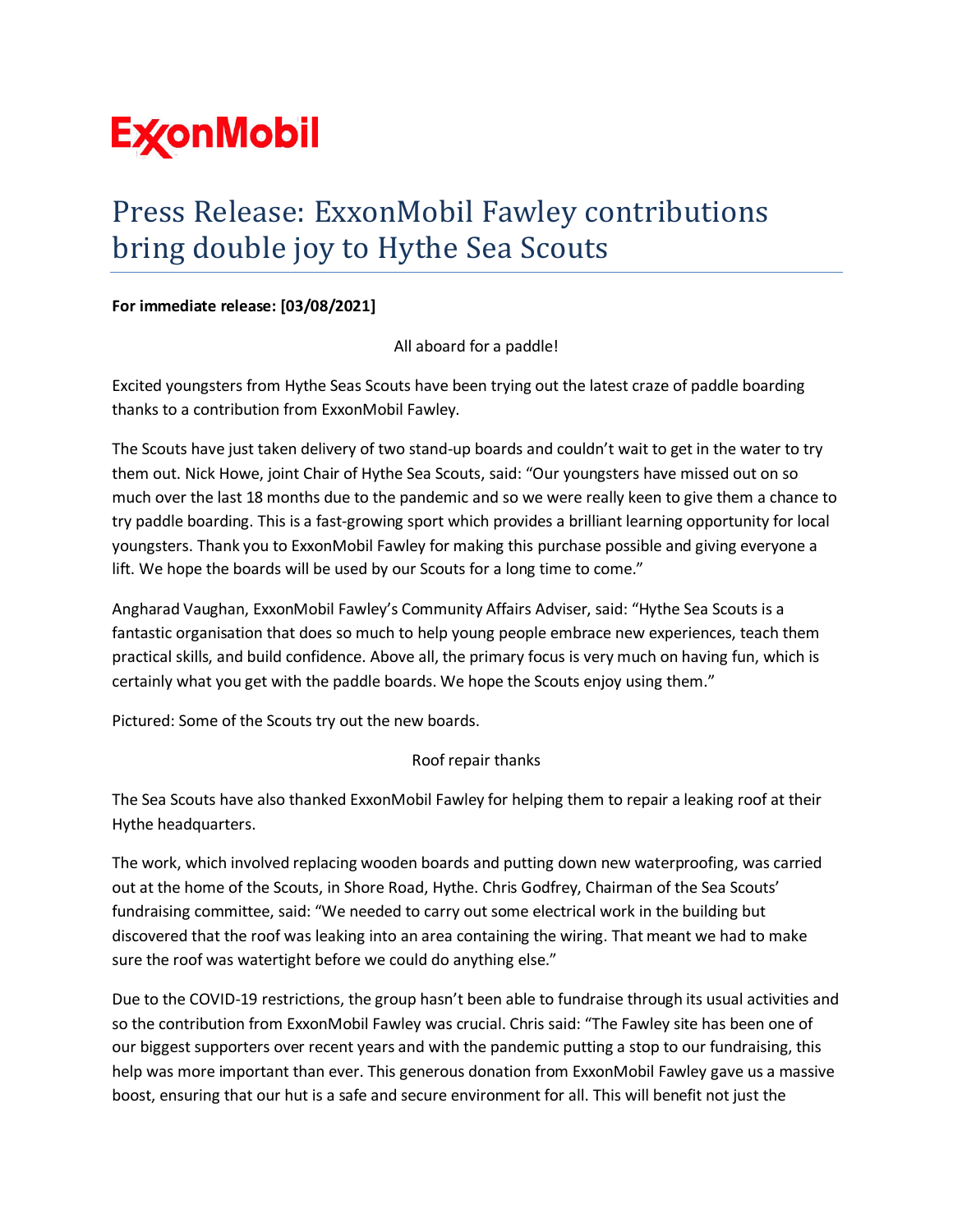ExxonMobil

# Press Release: ExxonMobil Fawley contributions bring double joy to Hythe Sea Scouts

**For immediate release: [03/08/2021]**

All aboard for a paddle!

Excited youngsters from Hythe Seas Scouts have been trying out the latest craze of paddle boarding thanks to a contribution from ExxonMobil Fawley.

The Scouts have just taken delivery of two stand-up boards and couldn't wait to get in the water to try them out. Nick Howe, joint Chair of Hythe Sea Scouts, said: "Our youngsters have missed out on so much over the last 18 months due to the pandemic and so we were really keen to give them a chance to try paddle boarding. This is a fast-growing sport which provides a brilliant learning opportunity for local youngsters. Thank you to ExxonMobil Fawley for making this purchase possible and giving everyone a lift. We hope the boards will be used by our Scouts for a long time to come."

Angharad Vaughan, ExxonMobil Fawley's Community Affairs Adviser, said: "Hythe Sea Scouts is a fantastic organisation that does so much to help young people embrace new experiences, teach them practical skills, and build confidence. Above all, the primary focus is very much on having fun, which is certainly what you get with the paddle boards. We hope the Scouts enjoy using them."

Pictured: Some of the Scouts try out the new boards.

Roof repair thanks

The Sea Scouts have also thanked ExxonMobil Fawley for helping them to repair a leaking roof at their Hythe headquarters.

The work, which involved replacing wooden boards and putting down new waterproofing, was carried out at the home of the Scouts, in Shore Road, Hythe. Chris Godfrey, Chairman of the Sea Scouts' fundraising committee, said: "We needed to carry out some electrical work in the building but discovered that the roof was leaking into an area containing the wiring. That meant we had to make sure the roof was watertight before we could do anything else."

Due to the COVID-19 restrictions, the group hasn't been able to fundraise through its usual activities and so the contribution from ExxonMobil Fawley was crucial. Chris said: "The Fawley site has been one of our biggest supporters over recent years and with the pandemic putting a stop to our fundraising, this help was more important than ever. This generous donation from ExxonMobil Fawley gave us a massive boost, ensuring that our hut is a safe and secure environment for all. This will benefit not just the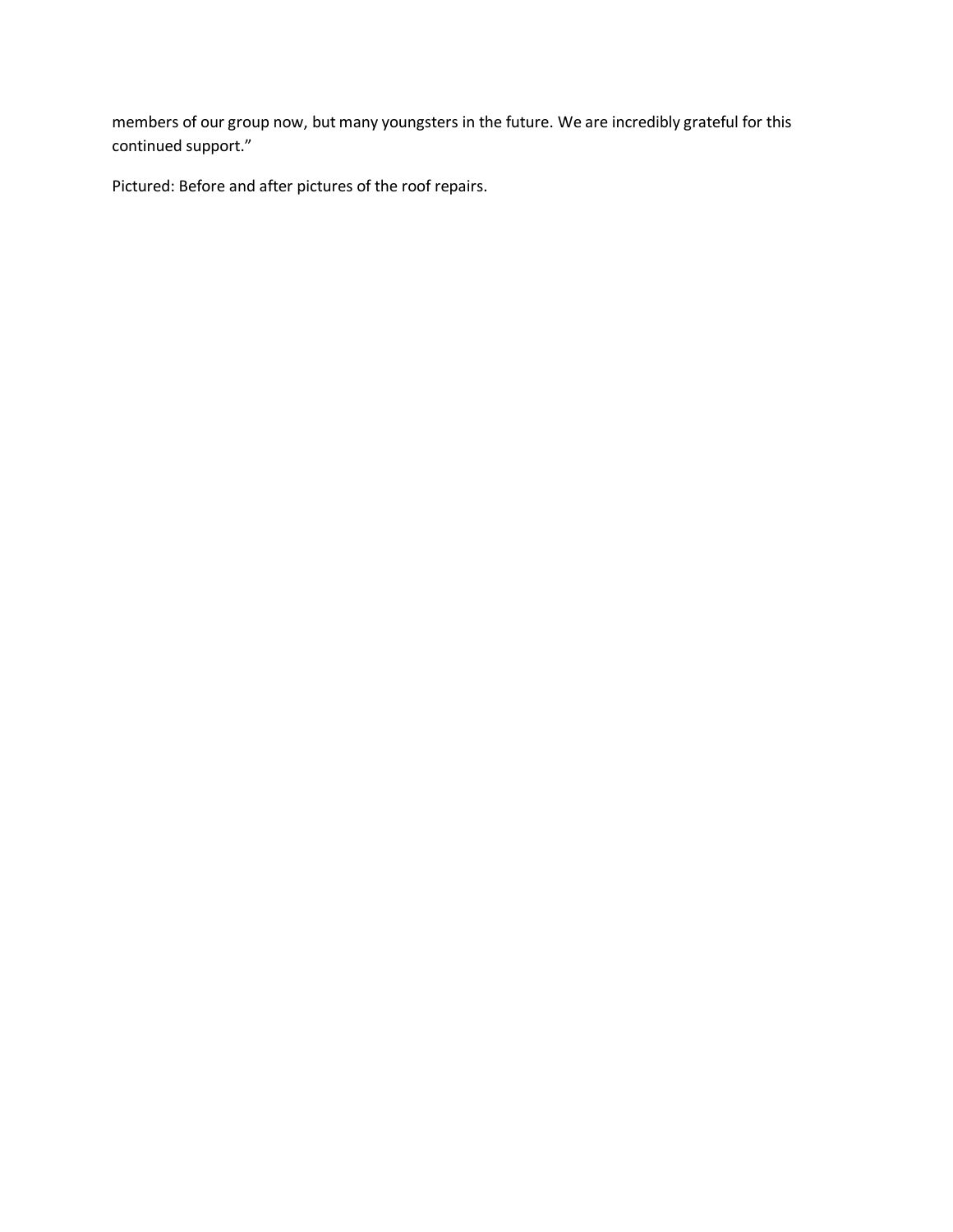members of our group now, but many youngsters in the future. We are incredibly grateful for this continued support."

Pictured: Before and after pictures of the roof repairs.